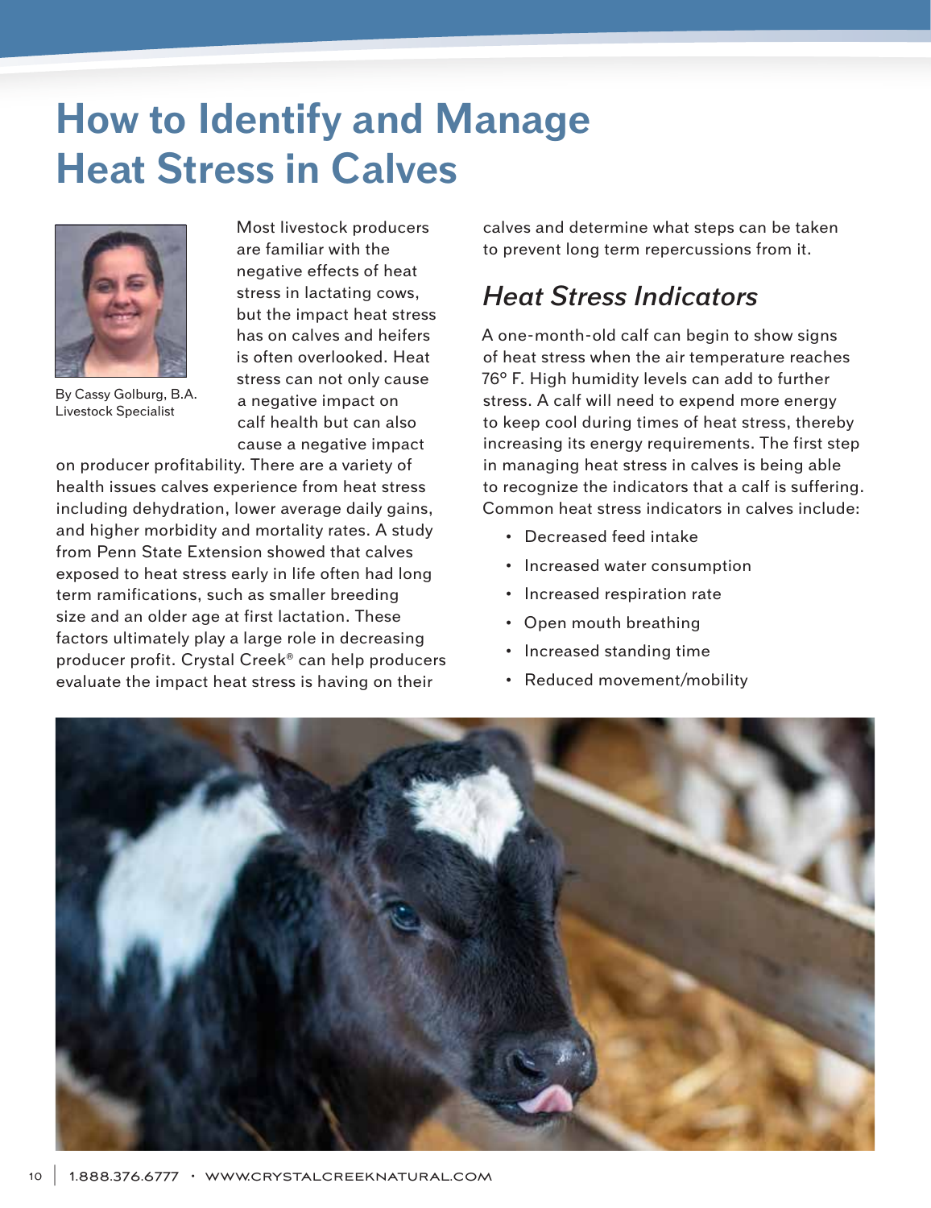# How to Identify and Manage Heat Stress in Calves

By Cassy Golburg, B.A.
Livestock Specialist

Most livestock producers are familiar with the negative effects of heat stress in lactating cows, but the impact heat stress has on calves and heifers is often overlooked. Heat stress can not only cause a negative impact on calf health but can also cause a negative impact on producer profitability. There are a variety of health issues calves experience from heat stress including dehydration, lower average daily gains, and higher morbidity and mortality rates. A study from Penn State Extension showed that calves exposed to heat stress early in life often had long term ramifications, such as smaller breeding size and an older age at first lactation. These factors ultimately play a large role in decreasing producer profit. Crystal Creek® can help producers evaluate the impact heat stress is having on their calves and determine what steps can be taken to prevent long term repercussions from it.

## *Heat Stress Indicators*

A one-month-old calf can begin to show signs of heat stress when the air temperature reaches 76° F. High humidity levels can add to further stress. A calf will need to expend more energy to keep cool during times of heat stress, thereby increasing its energy requirements. The first step in managing heat stress in calves is being able to recognize the indicators that a calf is suffering. Common heat stress indicators in calves include:

- Decreased feed intake
- Increased water consumption
- Increased respiration rate
- Open mouth breathing
- Increased standing time
- Reduced movement/mobility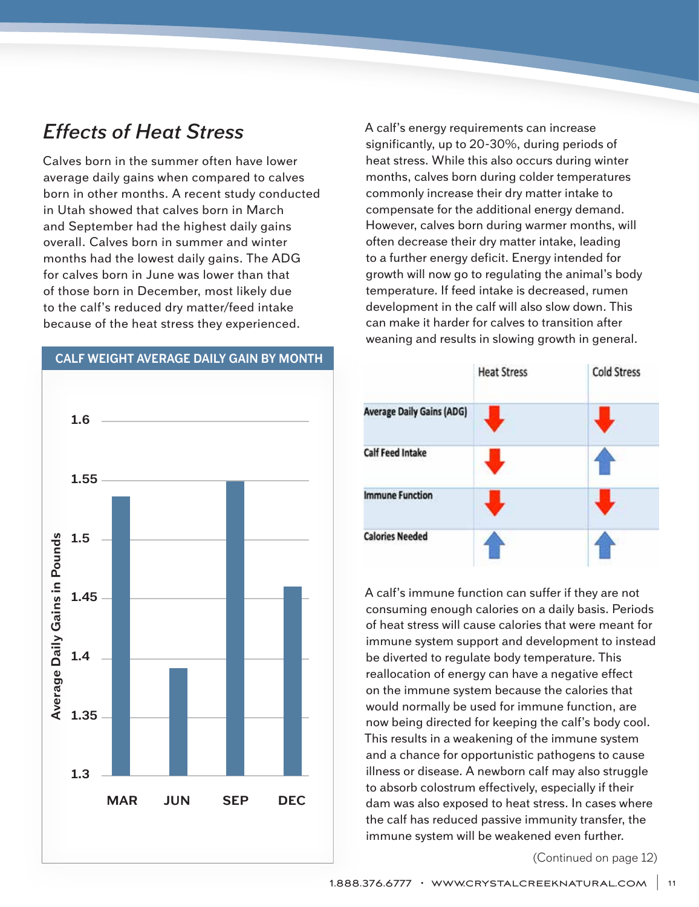## *Effects of Heat Stress*

Calves born in the summer often have lower average daily gains when compared to calves born in other months. A recent study conducted in Utah showed that calves born in March and September had the highest daily gains overall. Calves born in summer and winter months had the lowest daily gains. The ADG for calves born in June was lower than that of those born in December, most likely due to the calf's reduced dry matter/feed intake because of the heat stress they experienced.

**CALF WEIGHT AVERAGE DAILY GAIN BY MONTH**

Average Daily Gains in Pounds

1.6
1.55
1.5
1.45
1.4
1.35
1.3

MAR
JUN
SEP
DEC

A calf's energy requirements can increase significantly, up to 20-30%, during periods of heat stress. While this also occurs during winter months, calves born during colder temperatures commonly increase their dry matter intake to compensate for the additional energy demand. However, calves born during warmer months, will often decrease their dry matter intake, leading to a further energy deficit. Energy intended for growth will now go to regulating the animal's body temperature. If feed intake is decreased, rumen development in the calf will also slow down. This can make it harder for calves to transition after weaning and results in slowing growth in general.

| | Heat Stress | Cold Stress |
|---|---|---|
| Average Daily Gains (ADG) | ↓ | ↓ |
| Calf Feed Intake | ↓ | ↑ |
| Immune Function | ↓ | ↓ |
| Calories Needed | ↑ | ↑ |

A calf's immune function can suffer if they are not consuming enough calories on a daily basis. Periods of heat stress will cause calories that were meant for immune system support and development to instead be diverted to regulate body temperature. This reallocation of energy can have a negative effect on the immune system because the calories that would normally be used for immune function, are now being directed for keeping the calf's body cool. This results in a weakening of the immune system and a chance for opportunistic pathogens to cause illness or disease. A newborn calf may also struggle to absorb colostrum effectively, especially if their dam was also exposed to heat stress. In cases where the calf has reduced passive immunity transfer, the immune system will be weakened even further.

(Continued on page 12)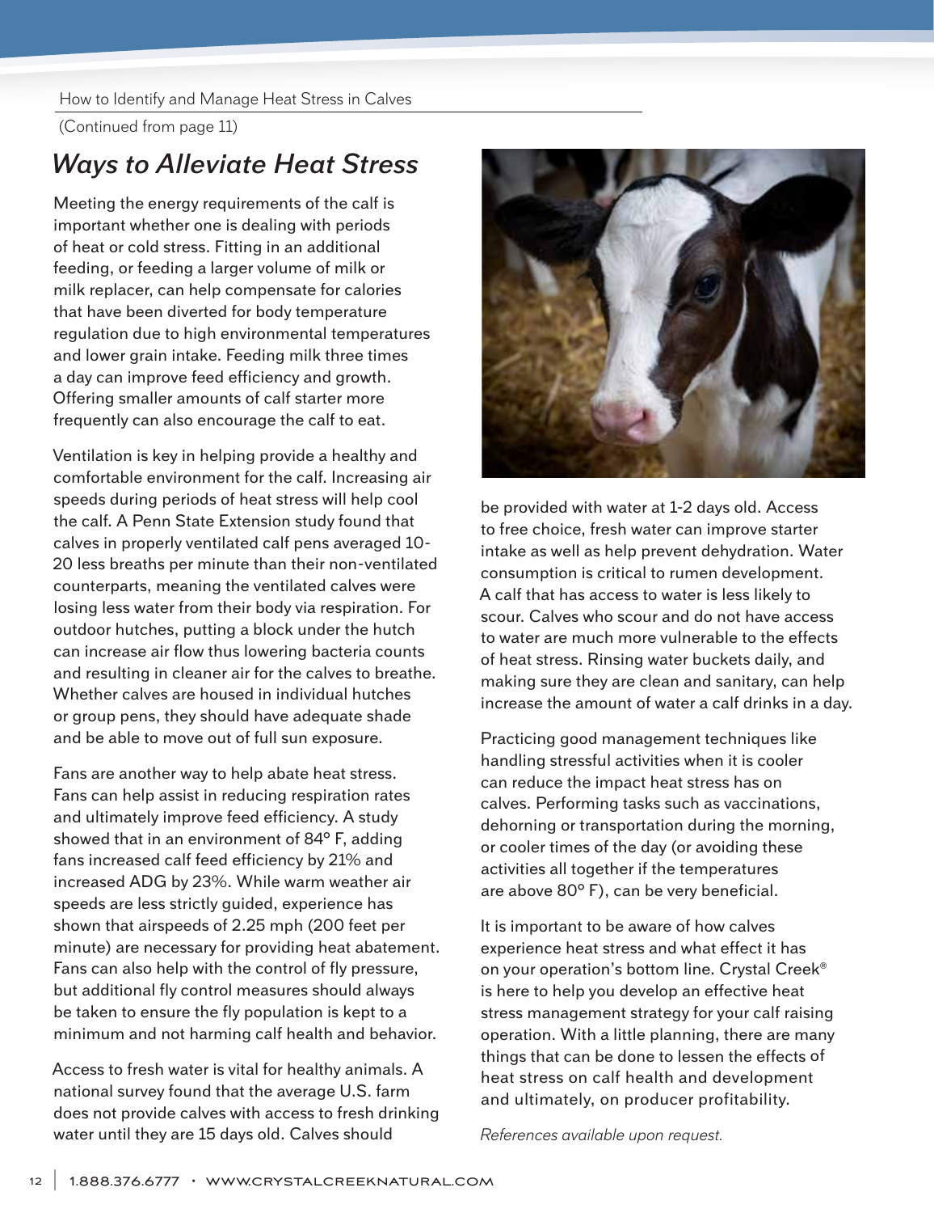(Continued from page 11)

## *Ways to Alleviate Heat Stress*

Meeting the energy requirements of the calf is important whether one is dealing with periods of heat or cold stress. Fitting in an additional feeding, or feeding a larger volume of milk or milk replacer, can help compensate for calories that have been diverted for body temperature regulation due to high environmental temperatures and lower grain intake. Feeding milk three times a day can improve feed efficiency and growth. Offering smaller amounts of calf starter more frequently can also encourage the calf to eat.

Ventilation is key in helping provide a healthy and comfortable environment for the calf. Increasing air speeds during periods of heat stress will help cool the calf. A Penn State Extension study found that calves in properly ventilated calf pens averaged 10-20 less breaths per minute than their non-ventilated counterparts, meaning the ventilated calves were losing less water from their body via respiration. For outdoor hutches, putting a block under the hutch can increase air flow thus lowering bacteria counts and resulting in cleaner air for the calves to breathe. Whether calves are housed in individual hutches or group pens, they should have adequate shade and be able to move out of full sun exposure.

Fans are another way to help abate heat stress. Fans can help assist in reducing respiration rates and ultimately improve feed efficiency. A study showed that in an environment of 84° F, adding fans increased calf feed efficiency by 21% and increased ADG by 23%. While warm weather air speeds are less strictly guided, experience has shown that airspeeds of 2.25 mph (200 feet per minute) are necessary for providing heat abatement. Fans can also help with the control of fly pressure, but additional fly control measures should always be taken to ensure the fly population is kept to a minimum and not harming calf health and behavior.

Access to fresh water is vital for healthy animals. A national survey found that the average U.S. farm does not provide calves with access to fresh drinking water until they are 15 days old. Calves should be provided with water at 1-2 days old. Access to free choice, fresh water can improve starter intake as well as help prevent dehydration. Water consumption is critical to rumen development. A calf that has access to water is less likely to scour. Calves who scour and do not have access to water are much more vulnerable to the effects of heat stress. Rinsing water buckets daily, and making sure they are clean and sanitary, can help increase the amount of water a calf drinks in a day.

Practicing good management techniques like handling stressful activities when it is cooler can reduce the impact heat stress has on calves. Performing tasks such as vaccinations, dehorning or transportation during the morning, or cooler times of the day (or avoiding these activities all together if the temperatures are above 80° F), can be very beneficial.

It is important to be aware of how calves experience heat stress and what effect it has on your operation's bottom line. Crystal Creek® is here to help you develop an effective heat stress management strategy for your calf raising operation. With a little planning, there are many things that can be done to lessen the effects of heat stress on calf health and development and ultimately, on producer profitability.

*References available upon request.*